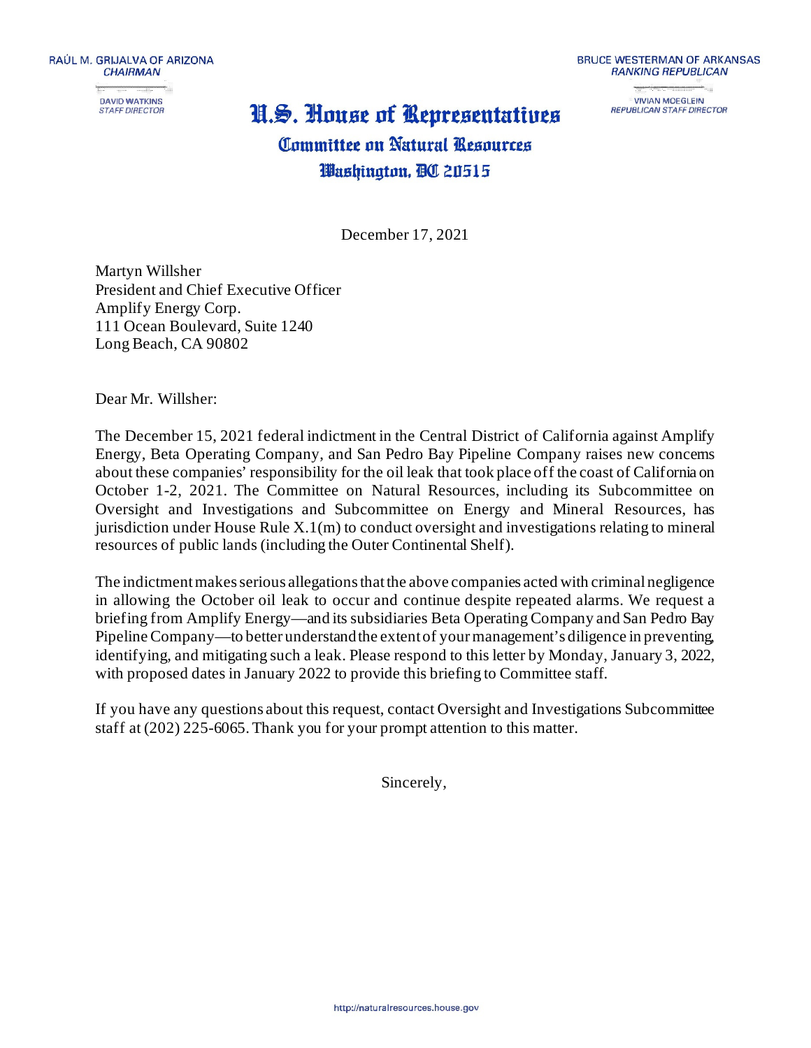RAÚL M. GRIJALVA OF ARIZONA
*CHAIRMAN*

DAVID WATKINS
*STAFF DIRECTOR*

BRUCE WESTERMAN OF ARKANSAS
*RANKING REPUBLICAN*

VIVIAN MOEGLEIN
*REPUBLICAN STAFF DIRECTOR*

# U.S. House of Representatives
## Committee on Natural Resources
### Washington, DC 20515

December 17, 2021

Martyn Willsher
President and Chief Executive Officer
Amplify Energy Corp.
111 Ocean Boulevard, Suite 1240
Long Beach, CA 90802

Dear Mr. Willsher:

The December 15, 2021 federal indictment in the Central District of California against Amplify Energy, Beta Operating Company, and San Pedro Bay Pipeline Company raises new concerns about these companies' responsibility for the oil leak that took place off the coast of California on October 1-2, 2021. The Committee on Natural Resources, including its Subcommittee on Oversight and Investigations and Subcommittee on Energy and Mineral Resources, has jurisdiction under House Rule X.1(m) to conduct oversight and investigations relating to mineral resources of public lands (including the Outer Continental Shelf).

The indictment makes serious allegations that the above companies acted with criminal negligence in allowing the October oil leak to occur and continue despite repeated alarms. We request a briefing from Amplify Energy—and its subsidiaries Beta Operating Company and San Pedro Bay Pipeline Company—to better understand the extent of your management's diligence in preventing, identifying, and mitigating such a leak. Please respond to this letter by Monday, January 3, 2022, with proposed dates in January 2022 to provide this briefing to Committee staff.

If you have any questions about this request, contact Oversight and Investigations Subcommittee staff at (202) 225-6065. Thank you for your prompt attention to this matter.

Sincerely,

http://naturalresources.house.gov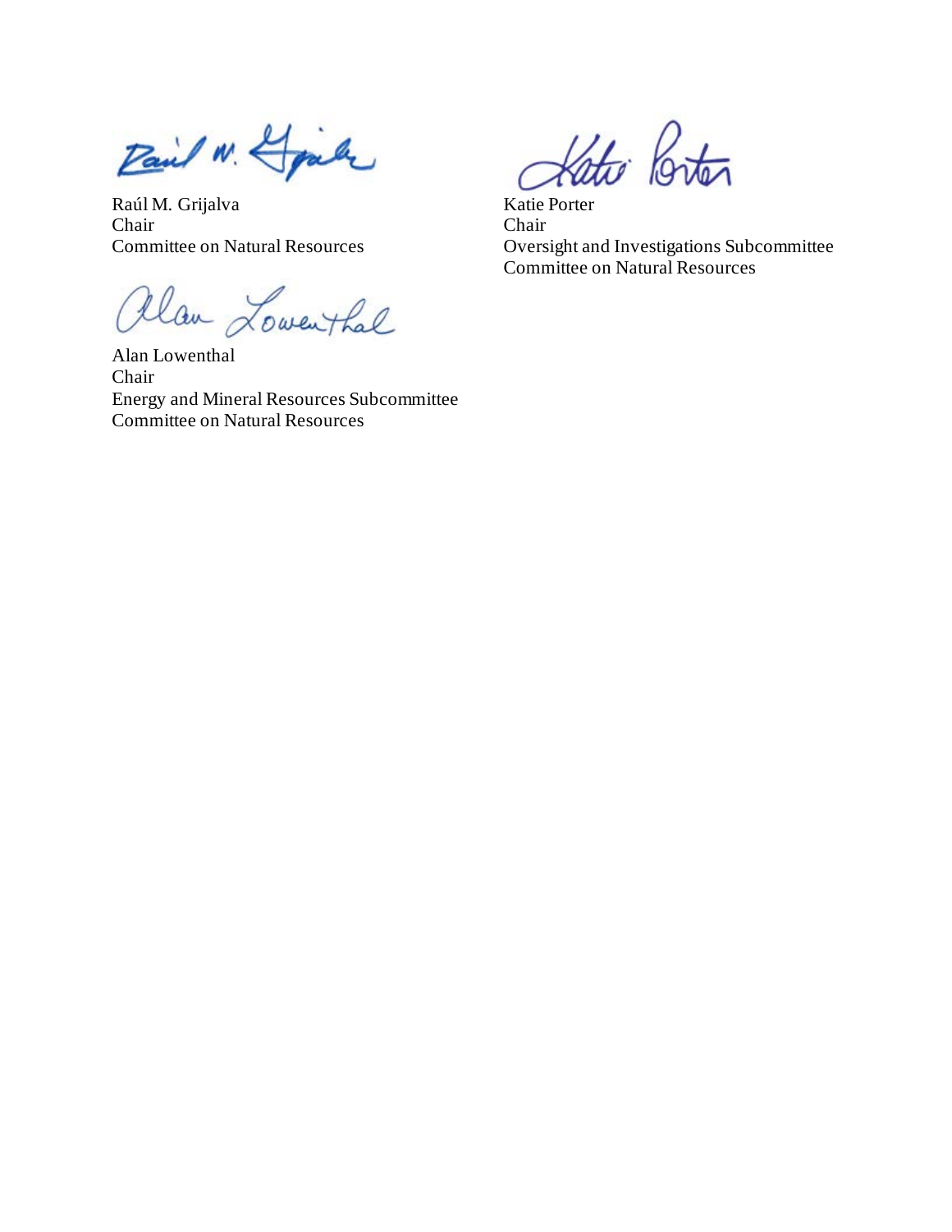Raúl M. Grijalva
Chair
Committee on Natural Resources

Katie Porter
Chair
Oversight and Investigations Subcommittee
Committee on Natural Resources

Alan Lowenthal
Chair
Energy and Mineral Resources Subcommittee
Committee on Natural Resources